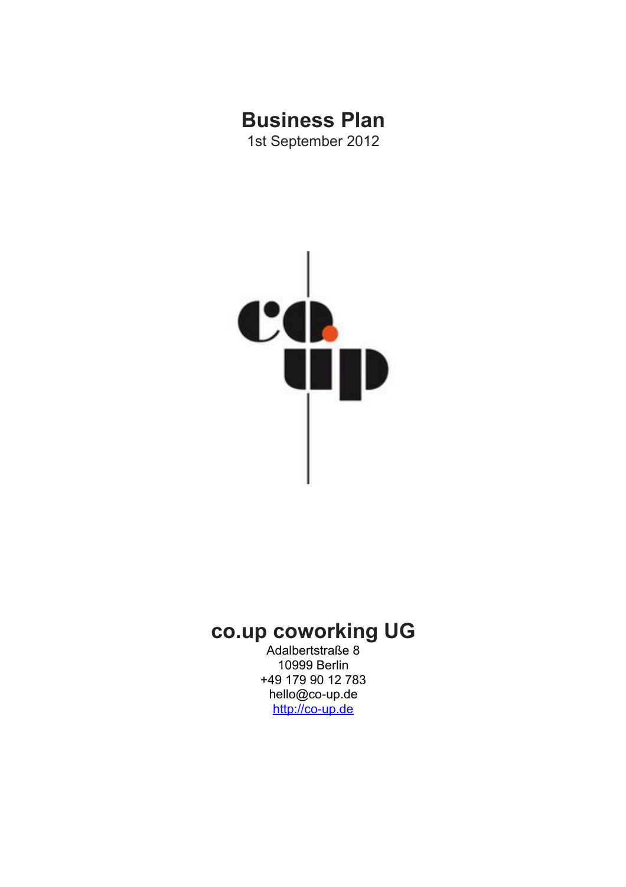# Business Plan

1st September 2012

## co.up coworking UG

Adalbertstraße 8
10999 Berlin
+49 179 90 12 783
hello@co-up.de
http://co-up.de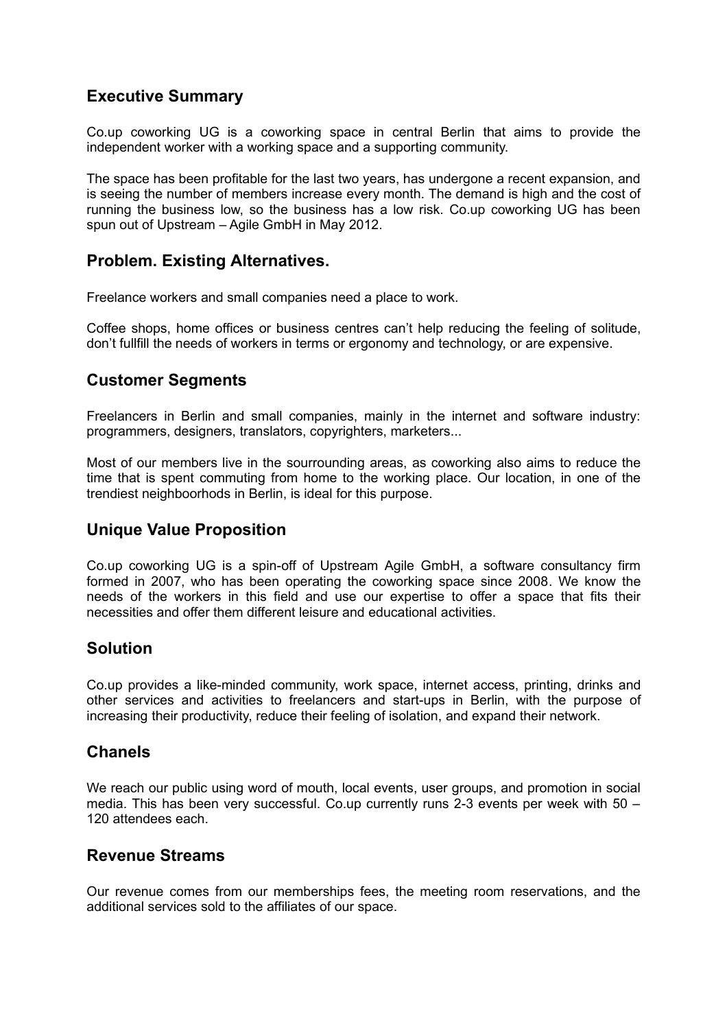## Executive Summary

Co.up coworking UG is a coworking space in central Berlin that aims to provide the independent worker with a working space and a supporting community.

The space has been profitable for the last two years, has undergone a recent expansion, and is seeing the number of members increase every month. The demand is high and the cost of running the business low, so the business has a low risk. Co.up coworking UG has been spun out of Upstream – Agile GmbH in May 2012.

## Problem. Existing Alternatives.

Freelance workers and small companies need a place to work.

Coffee shops, home offices or business centres can't help reducing the feeling of solitude, don't fullfill the needs of workers in terms or ergonomy and technology, or are expensive.

## Customer Segments

Freelancers in Berlin and small companies, mainly in the internet and software industry: programmers, designers, translators, copyrighters, marketers...

Most of our members live in the sourrounding areas, as coworking also aims to reduce the time that is spent commuting from home to the working place. Our location, in one of the trendiest neighboorhods in Berlin, is ideal for this purpose.

## Unique Value Proposition

Co.up coworking UG is a spin-off of Upstream Agile GmbH, a software consultancy firm formed in 2007, who has been operating the coworking space since 2008. We know the needs of the workers in this field and use our expertise to offer a space that fits their necessities and offer them different leisure and educational activities.

## Solution

Co.up provides a like-minded community, work space, internet access, printing, drinks and other services and activities to freelancers and start-ups in Berlin, with the purpose of increasing their productivity, reduce their feeling of isolation, and expand their network.

## Chanels

We reach our public using word of mouth, local events, user groups, and promotion in social media. This has been very successful. Co.up currently runs 2-3 events per week with 50 – 120 attendees each.

## Revenue Streams

Our revenue comes from our memberships fees, the meeting room reservations, and the additional services sold to the affiliates of our space.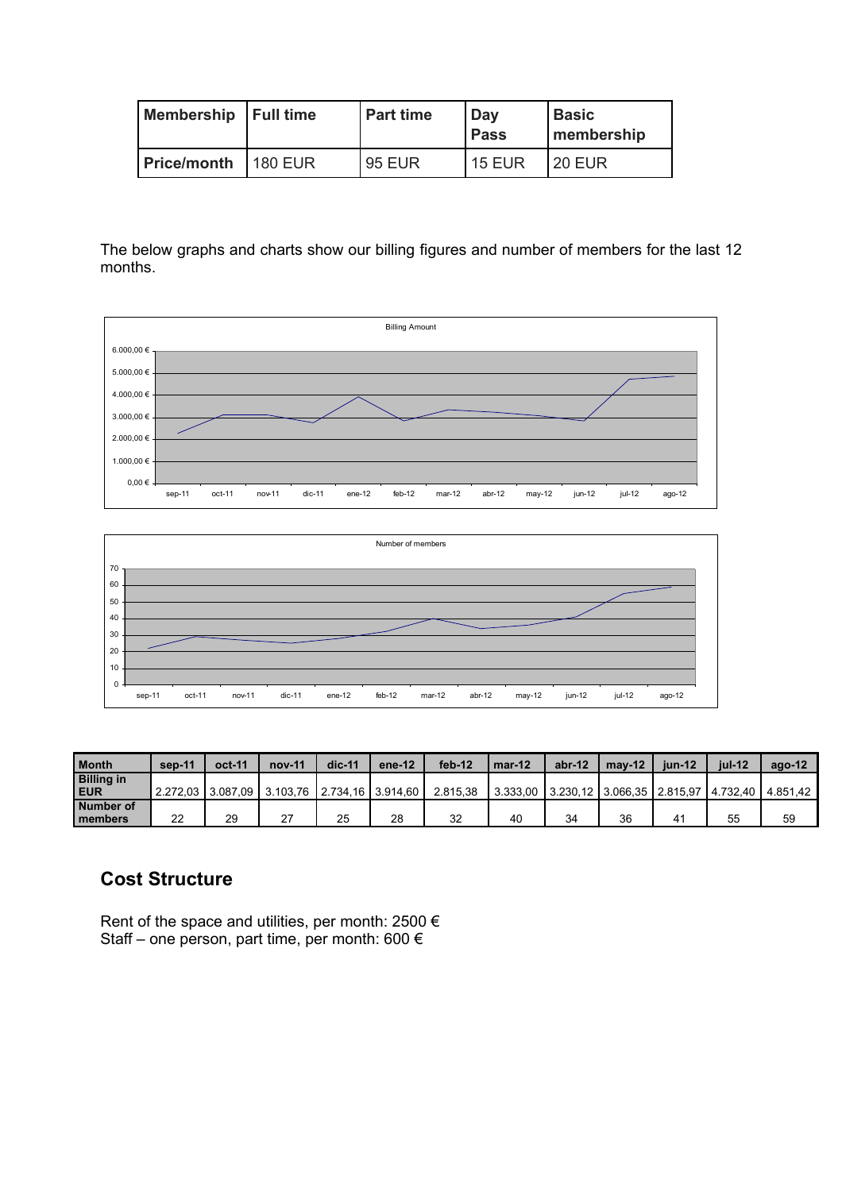| Membership | Full time | Part time | Day Pass | Basic membership |
|---|---|---|---|---|
| Price/month | 180 EUR | 95 EUR | 15 EUR | 20 EUR |

The below graphs and charts show our billing figures and number of members for the last 12 months.

Billing Amount

6.000,00 €
5.000,00 €
4.000,00 €
3.000,00 €
2.000,00 €
1.000,00 €
0,00 €

sep-11 oct-11 nov-11 dic-11 ene-12 feb-12 mar-12 abr-12 may-12 jun-12 jul-12 ago-12

Number of members

70
60
50
40
30
20
10
0

sep-11 oct-11 nov-11 dic-11 ene-12 feb-12 mar-12 abr-12 may-12 jun-12 jul-12 ago-12

| Month | sep-11 | oct-11 | nov-11 | dic-11 | ene-12 | feb-12 | mar-12 | abr-12 | may-12 | jun-12 | jul-12 | ago-12 |
|---|---|---|---|---|---|---|---|---|---|---|---|---|
| Billing in EUR | 2.272,03 | 3.087,09 | 3.103,76 | 2.734,16 | 3.914,60 | 2.815,38 | 3.333,00 | 3.230,12 | 3.066,35 | 2.815,97 | 4.732,40 | 4.851,42 |
| Number of members | 22 | 29 | 27 | 25 | 28 | 32 | 40 | 34 | 36 | 41 | 55 | 59 |

## Cost Structure

Rent of the space and utilities, per month: 2500 €
Staff – one person, part time, per month: 600 €